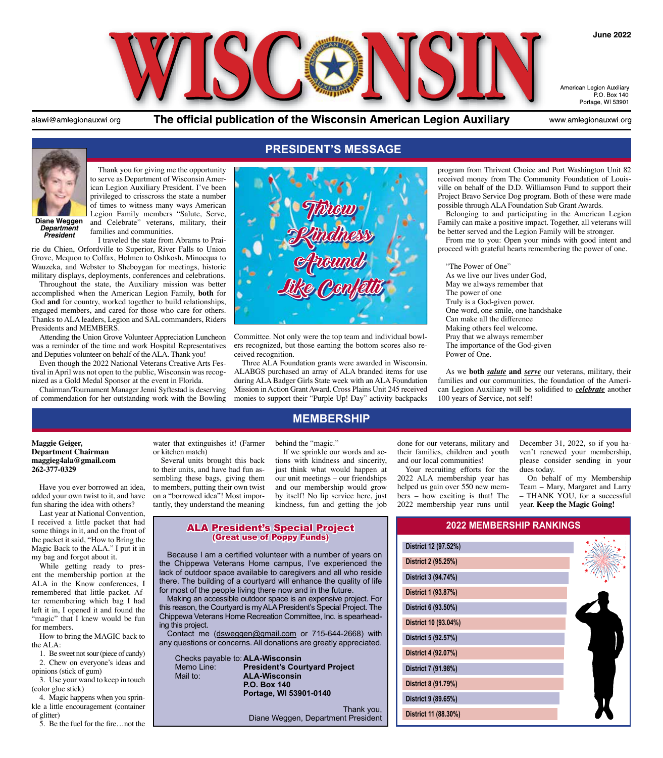# WISCONSIN

June 2022

American Legion Auxiliary
P.O. Box 140
Portage, WI 53901

alawi@amlegionauxwi.org

**The official publication of the Wisconsin American Legion Auxiliary**

www.amlegionauxwi.org

## PRESIDENT'S MESSAGE

**Diane Weggen**
***Department President***

Thank you for giving me the opportunity to serve as Department of Wisconsin American Legion Auxiliary President. I've been privileged to crisscross the state a number of times to witness many ways American Legion Family members "Salute, Serve, and Celebrate" veterans, military, their families and communities.

I traveled the state from Abrams to Prairie du Chien, Orfordville to Superior, River Falls to Union Grove, Mequon to Colfax, Holmen to Oshkosh, Minocqua to Wauzeka, and Webster to Sheboygan for meetings, historic military displays, deployments, conferences and celebrations.

Throughout the state, the Auxiliary mission was better accomplished when the American Legion Family, **both** for God **and** for country, worked together to build relationships, engaged members, and cared for those who care for others. Thanks to ALA leaders, Legion and SAL commanders, Riders Presidents and MEMBERS.

Attending the Union Grove Volunteer Appreciation Luncheon was a reminder of the time and work Hospital Representatives and Deputies volunteer on behalf of the ALA. Thank you!

Even though the 2022 National Veterans Creative Arts Festival in April was not open to the public, Wisconsin was recognized as a Gold Medal Sponsor at the event in Florida.

Chairman/Tournament Manager Jenni Syftestad is deserving of commendation for her outstanding work with the Bowling Committee. Not only were the top team and individual bowlers recognized, but those earning the bottom scores also received recognition.

Three ALA Foundation grants were awarded in Wisconsin. ALABGS purchased an array of ALA branded items for use during ALA Badger Girls State week with an ALA Foundation Mission in Action Grant Award. Cross Plains Unit 245 received monies to support their "Purple Up! Day" activity backpacks program from Thrivent Choice and Port Washington Unit 82 received money from The Community Foundation of Louisville on behalf of the D.D. Williamson Fund to support their Project Bravo Service Dog program. Both of these were made possible through ALA Foundation Sub Grant Awards.

Belonging to and participating in the American Legion Family can make a positive impact. Together, all veterans will be better served and the Legion Family will be stronger.

From me to you: Open your minds with good intent and proceed with grateful hearts remembering the power of one.

"The Power of One"
As we live our lives under God,
May we always remember that
The power of one
Truly is a God-given power.
One word, one smile, one handshake
Can make all the difference
Making others feel welcome.
Pray that we always remember
The importance of the God-given
Power of One.

As we **both** ***salute*** **and** ***serve*** our veterans, military, their families and our communities, the foundation of the American Legion Auxiliary will be solidified to ***celebrate*** another 100 years of Service, not self!

## MEMBERSHIP

**Maggie Geiger,**
**Department Chairman**
**maggieg4ala@gmail.com**
**262-377-0329**

Have you ever borrowed an idea, added your own twist to it, and have fun sharing the idea with others?

Last year at National Convention, I received a little packet that had some things in it, and on the front of the packet it said, "How to Bring the Magic Back to the ALA." I put it in my bag and forgot about it.

While getting ready to present the membership portion at the ALA in the Know conferences, I remembered that little packet. After remembering which bag I had left it in, I opened it and found the "magic" that I knew would be fun for members.

How to bring the MAGIC back to the ALA:

1. Be sweet not sour (piece of candy)
2. Chew on everyone's ideas and opinions (stick of gum)
3. Use your wand to keep in touch (color glue stick)
4. Magic happens when you sprinkle a little encouragement (container of glitter)
5. Be the fuel for the fire…not the water that extinguishes it! (Farmer or kitchen match)

Several units brought this back to their units, and have had fun assembling these bags, giving them to members, putting their own twist on a "borrowed idea"! Most importantly, they understand the meaning behind the "magic."

If we sprinkle our words and actions with kindness and sincerity, just think what would happen at our unit meetings – our friendships and our membership would grow by itself! No lip service here, just kindness, fun and getting the job done for our veterans, military and their families, children and youth and our local communities!

Your recruiting efforts for the 2022 ALA membership year has helped us gain over 550 new members – how exciting is that! The 2022 membership year runs until December 31, 2022, so if you haven't renewed your membership, please consider sending in your dues today.

On behalf of my Membership Team – Mary, Margaret and Larry – THANK YOU, for a successful year. **Keep the Magic Going!**

### ALA President's Special Project
**(Great use of Poppy Funds)**

Because I am a certified volunteer with a number of years on the Chippewa Veterans Home campus, I've experienced the lack of outdoor space available to caregivers and all who reside there. The building of a courtyard will enhance the quality of life for most of the people living there now and in the future.

Making an accessible outdoor space is an expensive project. For this reason, the Courtyard is my ALA President's Special Project. The Chippewa Veterans Home Recreation Committee, Inc. is spearheading this project.

Contact me (dsweggen@gmail.com or 715-644-2668) with any questions or concerns. All donations are greatly appreciated.

Checks payable to: **ALA-Wisconsin**
Memo Line: **President's Courtyard Project**
Mail to: **ALA-Wisconsin**
**P.O. Box 140**
**Portage, WI 53901-0140**

Thank you,
Diane Weggen, Department President

### 2022 MEMBERSHIP RANKINGS

| District |
|---|
| District 12 (97.52%) |
| District 2 (95.25%) |
| District 3 (94.74%) |
| District 1 (93.87%) |
| District 6 (93.50%) |
| District 10 (93.04%) |
| District 5 (92.57%) |
| District 4 (92.07%) |
| District 7 (91.98%) |
| District 8 (91.79%) |
| District 9 (89.65%) |
| District 11 (88.30%) |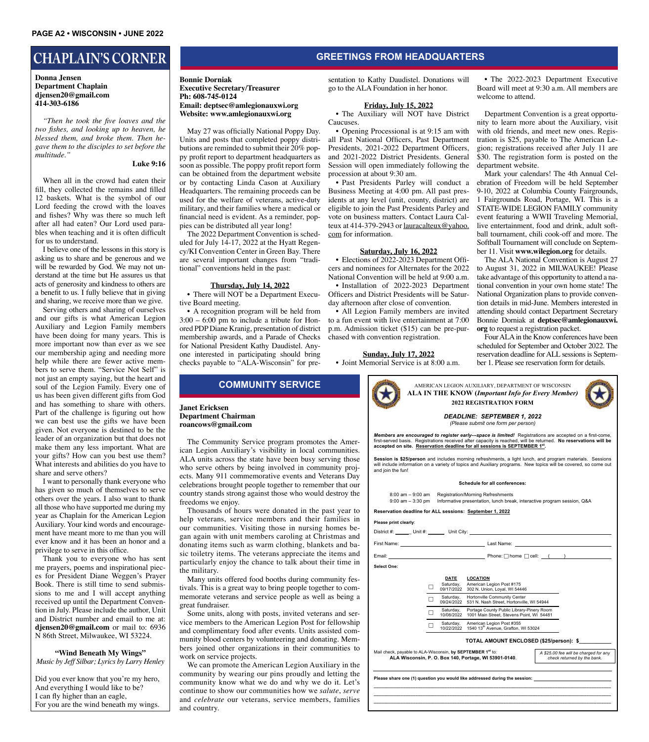# CHAPLAIN'S CORNER

**Donna Jensen**
**Department Chaplain**
**djensen20@gmail.com**
**414-303-6186**

*"Then he took the five loaves and the two fishes, and looking up to heaven, he blessed them, and broke them. Then he gave them to the disciples to set before the multitude."*

**Luke 9:16**

When all in the crowd had eaten their fill, they collected the remains and filled 12 baskets. What is the symbol of our Lord feeding the crowd with the loaves and fishes? Why was there so much left after all had eaten? Our Lord used parables when teaching and it is often difficult for us to understand.

I believe one of the lessons in this story is asking us to share and be generous and we will be rewarded by God. We may not understand at the time but He assures us that acts of generosity and kindness to others are a benefit to us. I fully believe that in giving and sharing, we receive more than we give.

Serving others and sharing of ourselves and our gifts is what American Legion Auxiliary and Legion Family members have been doing for many years. This is more important now than ever as we see our membership aging and needing more help while there are fewer active members to serve them. "Service Not Self" is not just an empty saying, but the heart and soul of the Legion Family. Every one of us has been given different gifts from God and has something to share with others. Part of the challenge is figuring out how we can best use the gifts we have been given. Not everyone is destined to be the leader of an organization but that does not make them any less important. What are your gifts? How can you best use them? What interests and abilities do you have to share and serve others?

I want to personally thank everyone who has given so much of themselves to serve others over the years. I also want to thank all those who have supported me during my year as Chaplain for the American Legion Auxiliary. Your kind words and encouragement have meant more to me than you will ever know and it has been an honor and a privilege to serve in this office.

Thank you to everyone who has sent me prayers, poems and inspirational pieces for President Diane Weggen's Prayer Book. There is still time to send submissions to me and I will accept anything received up until the Department Convention in July. Please include the author, Unit and District number and email to me at: **djensen20@gmail.com** or mail to: 6936 N 86th Street, Milwaukee, WI 53224.

**"Wind Beneath My Wings"**
*Music by Jeff Silbar; Lyrics by Larry Henley*

Did you ever know that you're my hero,
And everything I would like to be?
I can fly higher than an eagle,
For you are the wind beneath my wings.

# GREETINGS FROM HEADQUARTERS

**Bonnie Dorniak**
**Executive Secretary/Treasurer**
**Ph: 608-745-0124**
**Email: deptsec@amlegionauxwi.org**
**Website: www.amlegionauxwi.org**

May 27 was officially National Poppy Day. Units and posts that completed poppy distributions are reminded to submit their 20% poppy profit report to department headquarters as soon as possible. The poppy profit report form can be obtained from the department website or by contacting Linda Cason at Auxiliary Headquarters. The remaining proceeds can be used for the welfare of veterans, active-duty military, and their families where a medical or financial need is evident. As a reminder, poppies can be distributed all year long!

The 2022 Department Convention is scheduled for July 14-17, 2022 at the Hyatt Regency/KI Convention Center in Green Bay. There are several important changes from "traditional" conventions held in the past:

**Thursday, July 14, 2022**

- There will NOT be a Department Executive Board meeting.
- A recognition program will be held from 3:00 – 6:00 pm to include a tribute for Honored PDP Diane Kranig, presentation of district membership awards, and a Parade of Checks for National President Kathy Daudistel. Anyone interested in participating should bring checks payable to "ALA-Wisconsin" for presentation to Kathy Daudistel. Donations will go to the ALA Foundation in her honor.

**Friday, July 15, 2022**

- The Auxiliary will NOT have District Caucuses.
- Opening Processional is at 9:15 am with all Past National Officers, Past Department Presidents, 2021-2022 Department Officers, and 2021-2022 District Presidents. General Session will open immediately following the procession at about 9:30 am.
- Past Presidents Parley will conduct a Business Meeting at 4:00 pm. All past presidents at any level (unit, county, district) are eligible to join the Past Presidents Parley and vote on business matters. Contact Laura Calteux at 414-379-2943 or lauracalteux@yahoo.com for information.

**Saturday, July 16, 2022**

- Elections of 2022-2023 Department Officers and nominees for Alternates for the 2022 National Convention will be held at 9:00 a.m.
- Installation of 2022-2023 Department Officers and District Presidents will be Saturday afternoon after close of convention.
- All Legion Family members are invited to a fun event with live entertainment at 7:00 p.m. Admission ticket ($15) can be pre-purchased with convention registration.

**Sunday, July 17, 2022**

- Joint Memorial Service is at 8:00 a.m.
- The 2022-2023 Department Executive Board will meet at 9:30 a.m. All members are welcome to attend.

Department Convention is a great opportunity to learn more about the Auxiliary, visit with old friends, and meet new ones. Registration is $25, payable to The American Legion; registrations received after July 11 are $30. The registration form is posted on the department website.

Mark your calendars! The 4th Annual Celebration of Freedom will be held September 9-10, 2022 at Columbia County Fairgrounds, 1 Fairgrounds Road, Portage, WI. This is a STATE-WIDE LEGION FAMILY community event featuring a WWII Traveling Memorial, live entertainment, food and drink, adult softball tournament, chili cook-off and more. The Softball Tournament will conclude on September 11. Visit **www.wilegion.org** for details.

The ALA National Convention is August 27 to August 31, 2022 in MILWAUKEE! Please take advantage of this opportunity to attend a national convention in your own home state! The National Organization plans to provide convention details in mid-June. Members interested in attending should contact Department Secretary Bonnie Dorniak at **deptsec@amlegionauxwi.org** to request a registration packet.

Four ALA in the Know conferences have been scheduled for September and October 2022. The reservation deadline for ALL sessions is September 1. Please see reservation form for details.

# COMMUNITY SERVICE

**Janet Ericksen**
**Department Chairman**
**roancows@gmail.com**

The Community Service program promotes the American Legion Auxiliary's visibility in local communities. ALA units across the state have been busy serving those who serve others by being involved in community projects. Many 911 commemorative events and Veterans Day celebrations brought people together to remember that our country stands strong against those who would destroy the freedoms we enjoy.

Thousands of hours were donated in the past year to help veterans, service members and their families in our communities. Visiting those in nursing homes began again with unit members caroling at Christmas and donating items such as warm clothing, blankets and basic toiletry items. The veterans appreciate the items and particularly enjoy the chance to talk about their time in the military.

Many units offered food booths during community festivals. This is a great way to bring people together to commemorate veterans and service people as well as being a great fundraiser.

Some units, along with posts, invited veterans and service members to the American Legion Post for fellowship and complimentary food after events. Units assisted community blood centers by volunteering and donating. Members joined other organizations in their communities to work on service projects.

We can promote the American Legion Auxiliary in the community by wearing our pins proudly and letting the community know what we do and why we do it. Let's continue to show our communities how we *salute*, *serve* and *celebrate* our veterans, service members, families and country.

---

AMERICAN LEGION AUXILIARY, DEPARTMENT OF WISCONSIN
**ALA IN THE KNOW (*Important Info for Every Member*)**
**2022 REGISTRATION FORM**

***DEADLINE: SEPTEMBER 1, 2022***
*(Please submit one form per person)*

***Members are encouraged to register early---space is limited!*** Registrations are accepted on a first-come, first-served basis. Registrations received after capacity is reached, will be returned. **No reservations will be accepted on site. Reservation deadline for all sessions is SEPTEMBER 1st.**

**Session is $25/person** and includes morning refreshments, a light lunch, and program materials. Sessions will include information on a variety of topics and Auxiliary programs. New topics will be covered, so come out and join the fun!

**Schedule for all conferences:**

8:00 am – 9:00 am Registration/Morning Refreshments
9:00 am – 3:30 pm Informative presentation, lunch break, interactive program session, Q&A

**Reservation deadline for ALL sessions: September 1, 2022**

**Please print clearly**:

District #: _____ Unit #: _____ Unit City: ____________________

First Name: ____________________ Last Name: ____________________

Email: ____________________ Phone: ☐ home ☐ cell: (____) ________

**Select One:**

| | DATE | LOCATION |
|---|---|---|
| ☐ | Saturday, 09/17/2022 | American Legion Post #175, 302 N. Union, Loyal, WI 54446 |
| ☐ | Saturday, 09/24/2022 | Hortonville Community Center, 531 N. Nash Street, Hortonville, WI 54944 |
| ☐ | Saturday, 10/08/2022 | Portage County Public Library-Pinery Room, 1001 Main Street, Stevens Point, WI 54481 |
| ☐ | Saturday, 10/22/2022 | American Legion Post #355, 1540 13th Avenue, Grafton, WI 53024 |

**TOTAL AMOUNT ENCLOSED ($25/person): $________**

Mail check, payable to ALA-Wisconsin, **by SEPTEMBER 1st** to:
**ALA Wisconsin, P. O. Box 140, Portage, WI 53901-0140**.

*A $25.00 fee will be charged for any check returned by the bank.*

**Please share one (1) question you would like addressed during the session:** ____________________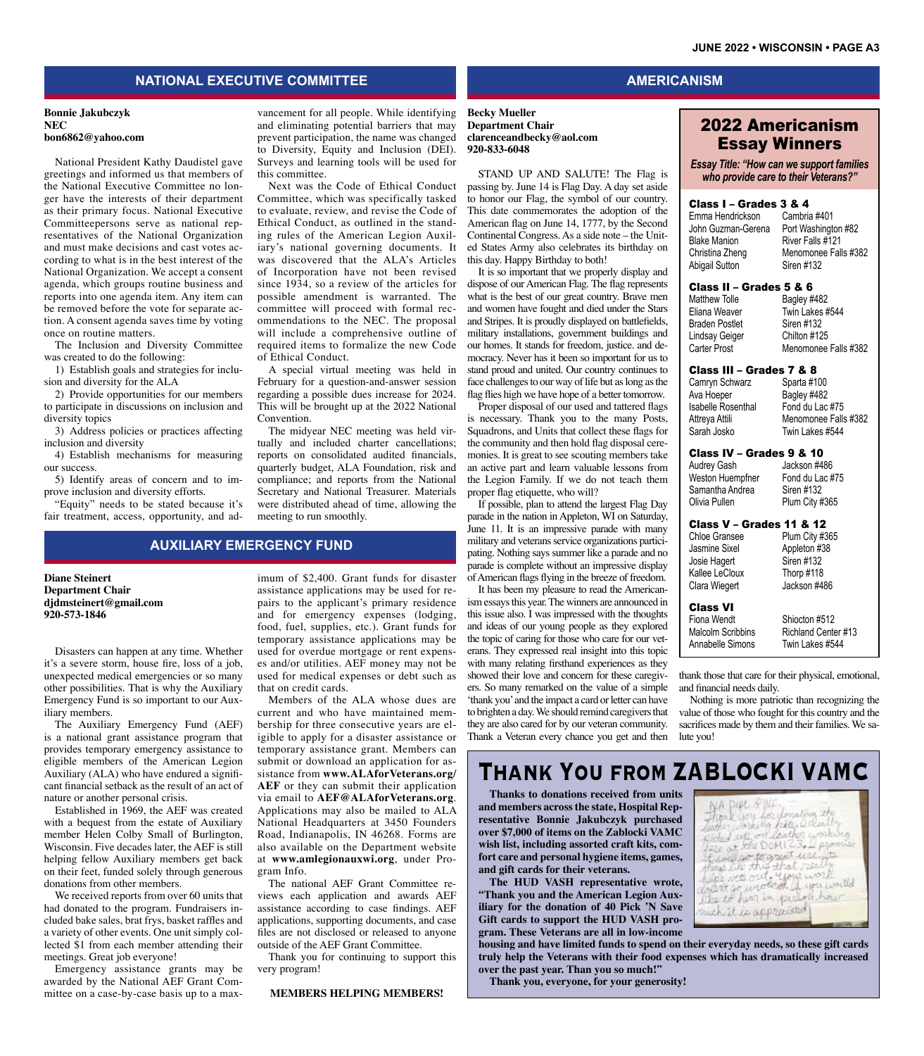## NATIONAL EXECUTIVE COMMITTEE

**Bonnie Jakubczyk**
**NEC**
**bon6862@yahoo.com**

National President Kathy Daudistel gave greetings and informed us that members of the National Executive Committee no longer have the interests of their department as their primary focus. National Executive Committeepersons serve as national representatives of the National Organization and must make decisions and cast votes according to what is in the best interest of the National Organization. We accept a consent agenda, which groups routine business and reports into one agenda item. Any item can be removed before the vote for separate action. A consent agenda saves time by voting once on routine matters.

The Inclusion and Diversity Committee was created to do the following:

1) Establish goals and strategies for inclusion and diversity for the ALA

2) Provide opportunities for our members to participate in discussions on inclusion and diversity topics

3) Address policies or practices affecting inclusion and diversity

4) Establish mechanisms for measuring our success.

5) Identify areas of concern and to improve inclusion and diversity efforts.

"Equity" needs to be stated because it's fair treatment, access, opportunity, and advancement for all people. While identifying and eliminating potential barriers that may prevent participation, the name was changed to Diversity, Equity and Inclusion (DEI). Surveys and learning tools will be used for this committee.

Next was the Code of Ethical Conduct Committee, which was specifically tasked to evaluate, review, and revise the Code of Ethical Conduct, as outlined in the standing rules of the American Legion Auxiliary's national governing documents. It was discovered that the ALA's Articles of Incorporation have not been revised since 1934, so a review of the articles for possible amendment is warranted. The committee will proceed with formal recommendations to the NEC. The proposal will include a comprehensive outline of required items to formalize the new Code of Ethical Conduct.

A special virtual meeting was held in February for a question-and-answer session regarding a possible dues increase for 2024. This will be brought up at the 2022 National Convention.

The midyear NEC meeting was held virtually and included charter cancellations; reports on consolidated audited financials, quarterly budget, ALA Foundation, risk and compliance; and reports from the National Secretary and National Treasurer. Materials were distributed ahead of time, allowing the meeting to run smoothly.

## AUXILIARY EMERGENCY FUND

**Diane Steinert**
**Department Chair**
**djdmsteinert@gmail.com**
**920-573-1846**

Disasters can happen at any time. Whether it's a severe storm, house fire, loss of a job, unexpected medical emergencies or so many other possibilities. That is why the Auxiliary Emergency Fund is so important to our Auxiliary members.

The Auxiliary Emergency Fund (AEF) is a national grant assistance program that provides temporary emergency assistance to eligible members of the American Legion Auxiliary (ALA) who have endured a significant financial setback as the result of an act of nature or another personal crisis.

Established in 1969, the AEF was created with a bequest from the estate of Auxiliary member Helen Colby Small of Burlington, Wisconsin. Five decades later, the AEF is still helping fellow Auxiliary members get back on their feet, funded solely through generous donations from other members.

We received reports from over 60 units that had donated to the program. Fundraisers included bake sales, brat frys, basket raffles and a variety of other events. One unit simply collected $1 from each member attending their meetings. Great job everyone!

Emergency assistance grants may be awarded by the National AEF Grant Committee on a case-by-case basis up to a maximum of $2,400. Grant funds for disaster assistance applications may be used for repairs to the applicant's primary residence and for emergency expenses (lodging, food, fuel, supplies, etc.). Grant funds for temporary assistance applications may be used for overdue mortgage or rent expenses and/or utilities. AEF money may not be used for medical expenses or debt such as that on credit cards.

Members of the ALA whose dues are current and who have maintained membership for three consecutive years are eligible to apply for a disaster assistance or temporary assistance grant. Members can submit or download an application for assistance from **www.ALAforVeterans.org/AEF** or they can submit their application via email to **AEF@ALAforVeterans.org**. Applications may also be mailed to ALA National Headquarters at 3450 Founders Road, Indianapolis, IN 46268. Forms are also available on the Department website at **www.amlegionauxwi.org**, under Program Info.

The national AEF Grant Committee reviews each application and awards AEF assistance according to case findings. AEF applications, supporting documents, and case files are not disclosed or released to anyone outside of the AEF Grant Committee.

Thank you for continuing to support this very program!

**MEMBERS HELPING MEMBERS!**

## AMERICANISM

**Becky Mueller**
**Department Chair**
**clarenceandbecky@aol.com**
**920-833-6048**

STAND UP AND SALUTE! The Flag is passing by. June 14 is Flag Day. A day set aside to honor our Flag, the symbol of our country. This date commemorates the adoption of the American flag on June 14, 1777, by the Second Continental Congress. As a side note – the United States Army also celebrates its birthday on this day. Happy Birthday to both!

It is so important that we properly display and dispose of our American Flag. The flag represents what is the best of our great country. Brave men and women have fought and died under the Stars and Stripes. It is proudly displayed on battlefields, military installations, government buildings and our homes. It stands for freedom, justice. and democracy. Never has it been so important for us to stand proud and united. Our country continues to face challenges to our way of life but as long as the flag flies high we have hope of a better tomorrow.

Proper disposal of our used and tattered flags is necessary. Thank you to the many Posts, Squadrons, and Units that collect these flags for the community and then hold flag disposal ceremonies. It is great to see scouting members take an active part and learn valuable lessons from the Legion Family. If we do not teach them proper flag etiquette, who will?

If possible, plan to attend the largest Flag Day parade in the nation in Appleton, WI on Saturday, June 11. It is an impressive parade with many military and veterans service organizations participating. Nothing says summer like a parade and no parade is complete without an impressive display of American flags flying in the breeze of freedom.

It has been my pleasure to read the Americanism essays this year. The winners are announced in this issue also. I was impressed with the thoughts and ideas of our young people as they explored the topic of caring for those who care for our veterans. They expressed real insight into this topic with many relating firsthand experiences as they showed their love and concern for these caregivers. So many remarked on the value of a simple 'thank you' and the impact a card or letter can have to brighten a day. We should remind caregivers that they are also cared for by our veteran community. Thank a Veteran every chance you get and then thank those that care for their physical, emotional, and financial needs daily.

Nothing is more patriotic than recognizing the value of those who fought for this country and the sacrifices made by them and their families. We salute you!

### 2022 Americanism Essay Winners

***Essay Title: "How can we support families who provide care to their Veterans?"***

**Class I – Grades 3 & 4**

| | |
|---|---|
| Emma Hendrickson | Cambria #401 |
| John Guzman-Gerena | Port Washington #82 |
| Blake Manion | River Falls #121 |
| Christina Zheng | Menomonee Falls #382 |
| Abigail Sutton | Siren #132 |

**Class II – Grades 5 & 6**

| | |
|---|---|
| Matthew Tolle | Bagley #482 |
| Eliana Weaver | Twin Lakes #544 |
| Braden Postlet | Siren #132 |
| Lindsay Geiger | Chilton #125 |
| Carter Prost | Menomonee Falls #382 |

**Class III – Grades 7 & 8**

| | |
|---|---|
| Camryn Schwarz | Sparta #100 |
| Ava Hoeper | Bagley #482 |
| Isabelle Rosenthal | Fond du Lac #75 |
| Attreya Attili | Menomonee Falls #382 |
| Sarah Josko | Twin Lakes #544 |

**Class IV – Grades 9 & 10**

| | |
|---|---|
| Audrey Gash | Jackson #486 |
| Weston Huempfner | Fond du Lac #75 |
| Samantha Andrea | Siren #132 |
| Olivia Pullen | Plum City #365 |

**Class V – Grades 11 & 12**

| | |
|---|---|
| Chloe Gransee | Plum City #365 |
| Jasmine Sixel | Appleton #38 |
| Josie Hagert | Siren #132 |
| Kallee LeCloux | Thorp #118 |
| Clara Wiegert | Jackson #486 |

**Class VI**

| | |
|---|---|
| Fiona Wendt | Shiocton #512 |
| Malcolm Scribbins | Richland Center #13 |
| Annabelle Simons | Twin Lakes #544 |

## THANK YOU FROM ZABLOCKI VAMC

**Thanks to donations received from units and members across the state, Hospital Representative Bonnie Jakubczyk purchased over $7,000 of items on the Zablocki VAMC wish list, including assorted craft kits, comfort care and personal hygiene items, games, and gift cards for their veterans.**

**The HUD VASH representative wrote, "Thank you and the American Legion Auxiliary for the donation of 40 Pick 'N Save Gift cards to support the HUD VASH program. These Veterans are all in low-income housing and have limited funds to spend on their everyday needs, so these gift cards truly help the Veterans with their food expenses which has dramatically increased over the past year. Than you so much!"**

**Thank you, everyone, for your generosity!**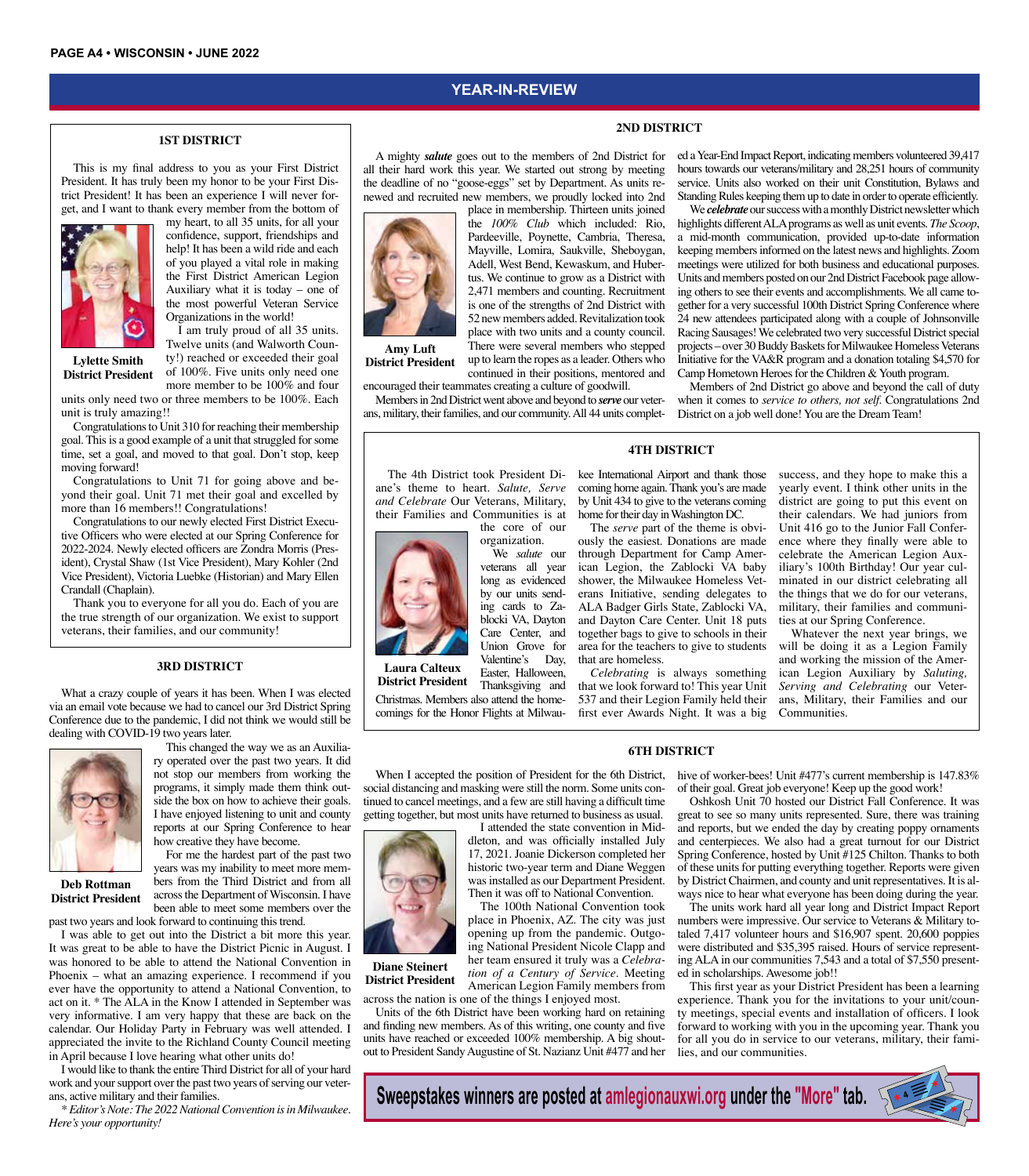# YEAR-IN-REVIEW

## 1ST DISTRICT

This is my final address to you as your First District President. It has truly been my honor to be your First District President! It has been an experience I will never forget, and I want to thank every member from the bottom of my heart, to all 35 units, for all your confidence, support, friendships and help! It has been a wild ride and each of you played a vital role in making the First District American Legion Auxiliary what it is today – one of the most powerful Veteran Service Organizations in the world!

**Lylette Smith**
**District President**

I am truly proud of all 35 units. Twelve units (and Walworth County!) reached or exceeded their goal of 100%. Five units only need one more member to be 100% and four units only need two or three members to be 100%. Each unit is truly amazing!!

Congratulations to Unit 310 for reaching their membership goal. This is a good example of a unit that struggled for some time, set a goal, and moved to that goal. Don't stop, keep moving forward!

Congratulations to Unit 71 for going above and beyond their goal. Unit 71 met their goal and excelled by more than 16 members!! Congratulations!

Congratulations to our newly elected First District Executive Officers who were elected at our Spring Conference for 2022-2024. Newly elected officers are Zondra Morris (President), Crystal Shaw (1st Vice President), Mary Kohler (2nd Vice President), Victoria Luebke (Historian) and Mary Ellen Crandall (Chaplain).

Thank you to everyone for all you do. Each of you are the true strength of our organization. We exist to support veterans, their families, and our community!

## 3RD DISTRICT

What a crazy couple of years it has been. When I was elected via an email vote because we had to cancel our 3rd District Spring Conference due to the pandemic, I did not think we would still be dealing with COVID-19 two years later.

This changed the way we as an Auxiliary operated over the past two years. It did not stop our members from working the programs, it simply made them think outside the box on how to achieve their goals. I have enjoyed listening to unit and county reports at our Spring Conference to hear how creative they have become.

**Deb Rottman**
**District President**

For me the hardest part of the past two years was my inability to meet more members from the Third District and from all across the Department of Wisconsin. I have been able to meet some members over the past two years and look forward to continuing this trend.

I was able to get out into the District a bit more this year. It was great to be able to have the District Picnic in August. I was honored to be able to attend the National Convention in Phoenix – what an amazing experience. I recommend if you ever have the opportunity to attend a National Convention, to act on it. * The ALA in the Know I attended in September was very informative. I am very happy that these are back on the calendar. Our Holiday Party in February was well attended. I appreciated the invite to the Richland County Council meeting in April because I love hearing what other units do!

I would like to thank the entire Third District for all of your hard work and your support over the past two years of serving our veterans, active military and their families.

*\* Editor's Note: The 2022 National Convention is in Milwaukee. Here's your opportunity!*

## 2ND DISTRICT

A mighty ***salute*** goes out to the members of 2nd District for all their hard work this year. We started out strong by meeting the deadline of no "goose-eggs" set by Department. As units renewed and recruited new members, we proudly locked into 2nd place in membership. Thirteen units joined the *100% Club* which included: Rio, Pardeeville, Poynette, Cambria, Theresa, Mayville, Lomira, Saukville, Sheboygan, Adell, West Bend, Kewaskum, and Hubertus. We continue to grow as a District with 2,471 members and counting. Recruitment is one of the strengths of 2nd District with 52 new members added. Revitalization took place with two units and a county council. There were several members who stepped up to learn the ropes as a leader. Others who continued in their positions, mentored and encouraged their teammates creating a culture of goodwill.

**Amy Luft**
**District President**

Members in 2nd District went above and beyond to ***serve*** our veterans, military, their families, and our community. All 44 units completed a Year-End Impact Report, indicating members volunteered 39,417 hours towards our veterans/military and 28,251 hours of community service. Units also worked on their unit Constitution, Bylaws and Standing Rules keeping them up to date in order to operate efficiently.

We ***celebrate*** our success with a monthly District newsletter which highlights different ALA programs as well as unit events. *The Scoop*, a mid-month communication, provided up-to-date information keeping members informed on the latest news and highlights. Zoom meetings were utilized for both business and educational purposes. Units and members posted on our 2nd District Facebook page allowing others to see their events and accomplishments. We all came together for a very successful 100th District Spring Conference where 24 new attendees participated along with a couple of Johnsonville Racing Sausages! We celebrated two very successful District special projects – over 30 Buddy Baskets for Milwaukee Homeless Veterans Initiative for the VA&R program and a donation totaling $4,570 for Camp Hometown Heroes for the Children & Youth program.

Members of 2nd District go above and beyond the call of duty when it comes to *service to others, not self.* Congratulations 2nd District on a job well done! You are the Dream Team!

## 4TH DISTRICT

The 4th District took President Diane's theme to heart. *Salute, Serve and Celebrate* Our Veterans, Military, their Families and Communities is at the core of our organization.

We *salute* our veterans all year long as evidenced by our units sending cards to Zablocki VA, Dayton Care Center, and Union Grove for Valentine's Day, Easter, Halloween, Thanksgiving and Christmas. Members also attend the homecomings for the Honor Flights at Milwaukee International Airport and thank those coming home again. Thank you's are made by Unit 434 to give to the veterans coming home for their day in Washington DC.

**Laura Calteux**
**District President**

The *serve* part of the theme is obviously the easiest. Donations are made through Department for Camp American Legion, the Zablocki VA baby shower, the Milwaukee Homeless Veterans Initiative, sending delegates to ALA Badger Girls State, Zablocki VA, and Dayton Care Center. Unit 18 puts together bags to give to schools in their area for the teachers to give to students that are homeless.

*Celebrating* is always something that we look forward to! This year Unit 537 and their Legion Family held their first ever Awards Night. It was a big success, and they hope to make this a yearly event. I think other units in the district are going to put this event on their calendars. We had juniors from Unit 416 go to the Junior Fall Conference where they finally were able to celebrate the American Legion Auxiliary's 100th Birthday! Our year culminated in our district celebrating all the things that we do for our veterans, military, their families and communities at our Spring Conference.

Whatever the next year brings, we will be doing it as a Legion Family and working the mission of the American Legion Auxiliary by *Saluting, Serving and Celebrating* our Veterans, Military, their Families and our Communities.

## 6TH DISTRICT

When I accepted the position of President for the 6th District, social distancing and masking were still the norm. Some units continued to cancel meetings, and a few are still having a difficult time getting together, but most units have returned to business as usual.

I attended the state convention in Middleton, and was officially installed July 17, 2021. Joanie Dickerson completed her historic two-year term and Diane Weggen was installed as our Department President. Then it was off to National Convention.

**Diane Steinert**
**District President**

The 100th National Convention took place in Phoenix, AZ. The city was just opening up from the pandemic. Outgoing National President Nicole Clapp and her team ensured it truly was a *Celebration of a Century of Service*. Meeting American Legion Family members from across the nation is one of the things I enjoyed most.

Units of the 6th District have been working hard on retaining and finding new members. As of this writing, one county and five units have reached or exceeded 100% membership. A big shoutout to President Sandy Augustine of St. Nazianz Unit #477 and her hive of worker-bees! Unit #477's current membership is 147.83% of their goal. Great job everyone! Keep up the good work!

Oshkosh Unit 70 hosted our District Fall Conference. It was great to see so many units represented. Sure, there was training and reports, but we ended the day by creating poppy ornaments and centerpieces. We also had a great turnout for our District Spring Conference, hosted by Unit #125 Chilton. Thanks to both of these units for putting everything together. Reports were given by District Chairmen, and county and unit representatives. It is always nice to hear what everyone has been doing during the year.

The units work hard all year long and District Impact Report numbers were impressive. Our service to Veterans & Military totaled 7,417 volunteer hours and $16,907 spent. 20,600 poppies were distributed and $35,395 raised. Hours of service representing ALA in our communities 7,543 and a total of $7,550 presented in scholarships. Awesome job!!

This first year as your District President has been a learning experience. Thank you for the invitations to your unit/county meetings, special events and installation of officers. I look forward to working with you in the upcoming year. Thank you for all you do in service to our veterans, military, their families, and our communities.

**Sweepstakes winners are posted at amlegionauxwi.org under the "More" tab.**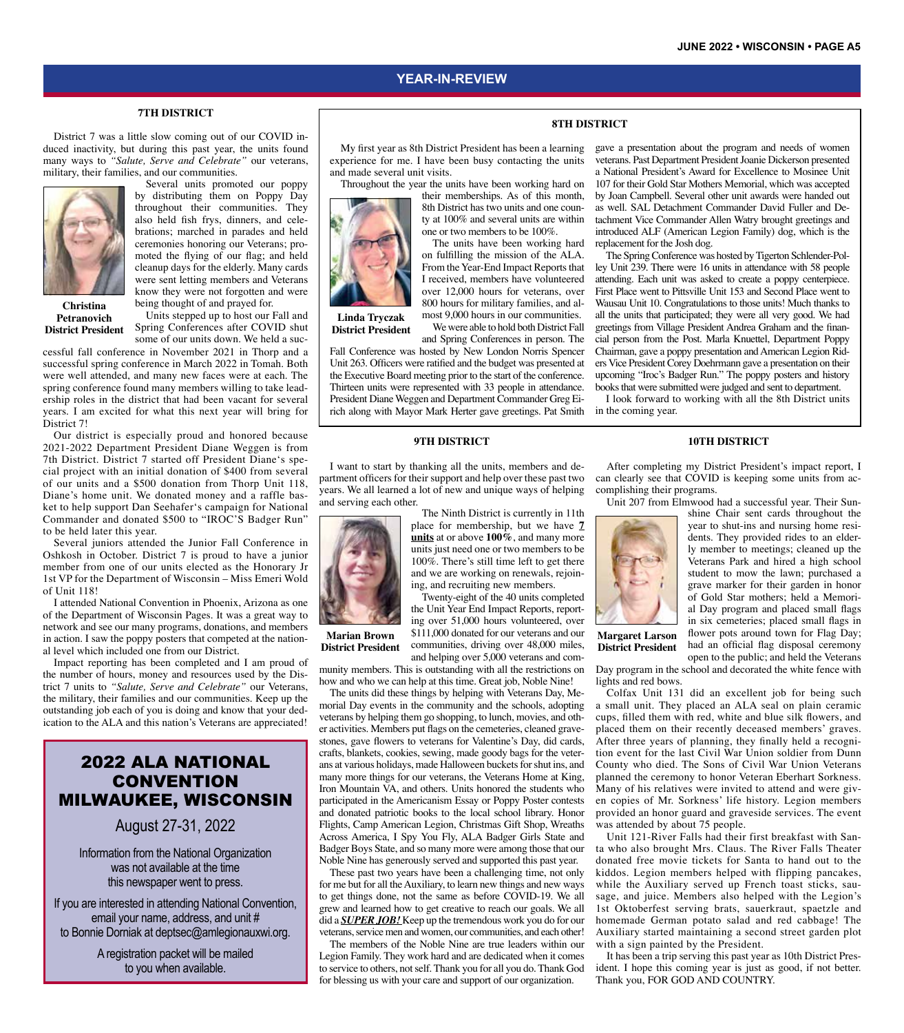## YEAR-IN-REVIEW

### 7TH DISTRICT

District 7 was a little slow coming out of our COVID induced inactivity, but during this past year, the units found many ways to *"Salute, Serve and Celebrate"* our veterans, military, their families, and our communities.

**Christina Petranovich District President**

Several units promoted our poppy by distributing them on Poppy Day throughout their communities. They also held fish frys, dinners, and celebrations; marched in parades and held ceremonies honoring our Veterans; promoted the flying of our flag; and held cleanup days for the elderly. Many cards were sent letting members and Veterans know they were not forgotten and were being thought of and prayed for.

Units stepped up to host our Fall and Spring Conferences after COVID shut some of our units down. We held a successful fall conference in November 2021 in Thorp and a successful spring conference in March 2022 in Tomah. Both were well attended, and many new faces were at each. The spring conference found many members willing to take leadership roles in the district that had been vacant for several years. I am excited for what this next year will bring for District 7!

Our district is especially proud and honored because 2021-2022 Department President Diane Weggen is from 7th District. District 7 started off President Diane's special project with an initial donation of $400 from several of our units and a $500 donation from Thorp Unit 118, Diane's home unit. We donated money and a raffle basket to help support Dan Seehafer's campaign for National Commander and donated $500 to "IROC'S Badger Run" to be held later this year.

Several juniors attended the Junior Fall Conference in Oshkosh in October. District 7 is proud to have a junior member from one of our units elected as the Honorary Jr 1st VP for the Department of Wisconsin – Miss Emeri Wold of Unit 118!

I attended National Convention in Phoenix, Arizona as one of the Department of Wisconsin Pages. It was a great way to network and see our many programs, donations, and members in action. I saw the poppy posters that competed at the national level which included one from our District.

Impact reporting has been completed and I am proud of the number of hours, money and resources used by the District 7 units to *"Salute, Serve and Celebrate"* our Veterans, the military, their families and our communities. Keep up the outstanding job each of you is doing and know that your dedication to the ALA and this nation's Veterans are appreciated!

## 2022 ALA NATIONAL CONVENTION MILWAUKEE, WISCONSIN

August 27-31, 2022

Information from the National Organization was not available at the time this newspaper went to press.

If you are interested in attending National Convention, email your name, address, and unit # to Bonnie Dorniak at deptsec@amlegionauxwi.org.

A registration packet will be mailed to you when available.

### 8TH DISTRICT

My first year as 8th District President has been a learning experience for me. I have been busy contacting the units and made several unit visits.

Throughout the year the units have been working hard on their memberships. As of this month, 8th District has two units and one county at 100% and several units are within one or two members to be 100%.

**Linda Tryczak District President**

The units have been working hard on fulfilling the mission of the ALA. From the Year-End Impact Reports that I received, members have volunteered over 12,000 hours for veterans, over 800 hours for military families, and almost 9,000 hours in our communities.

We were able to hold both District Fall and Spring Conferences in person. The Fall Conference was hosted by New London Norris Spencer Unit 263. Officers were ratified and the budget was presented at the Executive Board meeting prior to the start of the conference. Thirteen units were represented with 33 people in attendance. President Diane Weggen and Department Commander Greg Eirich along with Mayor Mark Herter gave greetings. Pat Smith gave a presentation about the program and needs of women veterans. Past Department President Joanie Dickerson presented a National President's Award for Excellence to Mosinee Unit 107 for their Gold Star Mothers Memorial, which was accepted by Joan Campbell. Several other unit awards were handed out as well. SAL Detachment Commander David Fuller and Detachment Vice Commander Allen Watry brought greetings and introduced ALF (American Legion Family) dog, which is the replacement for the Josh dog.

The Spring Conference was hosted by Tigerton Schlender-Polley Unit 239. There were 16 units in attendance with 58 people attending. Each unit was asked to create a poppy centerpiece. First Place went to Pittsville Unit 153 and Second Place went to Wausau Unit 10. Congratulations to those units! Much thanks to all the units that participated; they were all very good. We had greetings from Village President Andrea Graham and the financial person from the Post. Marla Knuettel, Department Poppy Chairman, gave a poppy presentation and American Legion Riders Vice President Corey Doehrmann gave a presentation on their upcoming "Iroc's Badger Run." The poppy posters and history books that were submitted were judged and sent to department.

I look forward to working with all the 8th District units in the coming year.

### 9TH DISTRICT

I want to start by thanking all the units, members and department officers for their support and help over these past two years. We all learned a lot of new and unique ways of helping and serving each other.

**Marian Brown District President**

The Ninth District is currently in 11th place for membership, but we have **<u>7 units</u>** at or above **100%**, and many more units just need one or two members to be 100%. There's still time left to get there and we are working on renewals, rejoining, and recruiting new members.

Twenty-eight of the 40 units completed the Unit Year End Impact Reports, reporting over 51,000 hours volunteered, over $111,000 donated for our veterans and our communities, driving over 48,000 miles, and helping over 5,000 veterans and community members. This is outstanding with all the restrictions on how and who we can help at this time. Great job, Noble Nine!

The units did these things by helping with Veterans Day, Memorial Day events in the community and the schools, adopting veterans by helping them go shopping, to lunch, movies, and other activities. Members put flags on the cemeteries, cleaned gravestones, gave flowers to veterans for Valentine's Day, did cards, crafts, blankets, cookies, sewing, made goody bags for the veterans at various holidays, made Halloween buckets for shut ins, and many more things for our veterans, the Veterans Home at King, Iron Mountain VA, and others. Units honored the students who participated in the Americanism Essay or Poppy Poster contests and donated patriotic books to the local school library. Honor Flights, Camp American Legion, Christmas Gift Shop, Wreaths Across America, I Spy You Fly, ALA Badger Girls State and Badger Boys State, and so many more were among those that our Noble Nine has generously served and supported this past year.

These past two years have been a challenging time, not only for me but for all the Auxiliary, to learn new things and new ways to get things done, not the same as before COVID-19. We all grew and learned how to get creative to reach our goals. We all did a ***<u>SUPER JOB!</u>*** Keep up the tremendous work you do for our veterans, service men and women, our communities, and each other!

The members of the Noble Nine are true leaders within our Legion Family. They work hard and are dedicated when it comes to service to others, not self. Thank you for all you do. Thank God for blessing us with your care and support of our organization.

### 10TH DISTRICT

After completing my District President's impact report, I can clearly see that COVID is keeping some units from accomplishing their programs.

Unit 207 from Elmwood had a successful year. Their Sunshine Chair sent cards throughout the year to shut-ins and nursing home residents. They provided rides to an elderly member to meetings; cleaned up the Veterans Park and hired a high school student to mow the lawn; purchased a grave marker for their garden in honor of Gold Star mothers; held a Memorial Day program and placed small flags in six cemeteries; placed small flags in flower pots around town for Flag Day; had an official flag disposal ceremony open to the public; and held the Veterans Day program in the school and decorated the white fence with lights and red bows.

**Margaret Larson District President**

Colfax Unit 131 did an excellent job for being such a small unit. They placed an ALA seal on plain ceramic cups, filled them with red, white and blue silk flowers, and placed them on their recently deceased members' graves. After three years of planning, they finally held a recognition event for the last Civil War Union soldier from Dunn County who died. The Sons of Civil War Union Veterans planned the ceremony to honor Veteran Eberhart Sorkness. Many of his relatives were invited to attend and were given copies of Mr. Sorkness' life history. Legion members provided an honor guard and graveside services. The event was attended by about 75 people.

Unit 121-River Falls had their first breakfast with Santa who also brought Mrs. Claus. The River Falls Theater donated free movie tickets for Santa to hand out to the kiddos. Legion members helped with flipping pancakes, while the Auxiliary served up French toast sticks, sausage, and juice. Members also helped with the Legion's 1st Oktoberfest serving brats, sauerkraut, spaetzle and homemade German potato salad and red cabbage! The Auxiliary started maintaining a second street garden plot with a sign painted by the President.

It has been a trip serving this past year as 10th District President. I hope this coming year is just as good, if not better. Thank you, FOR GOD AND COUNTRY.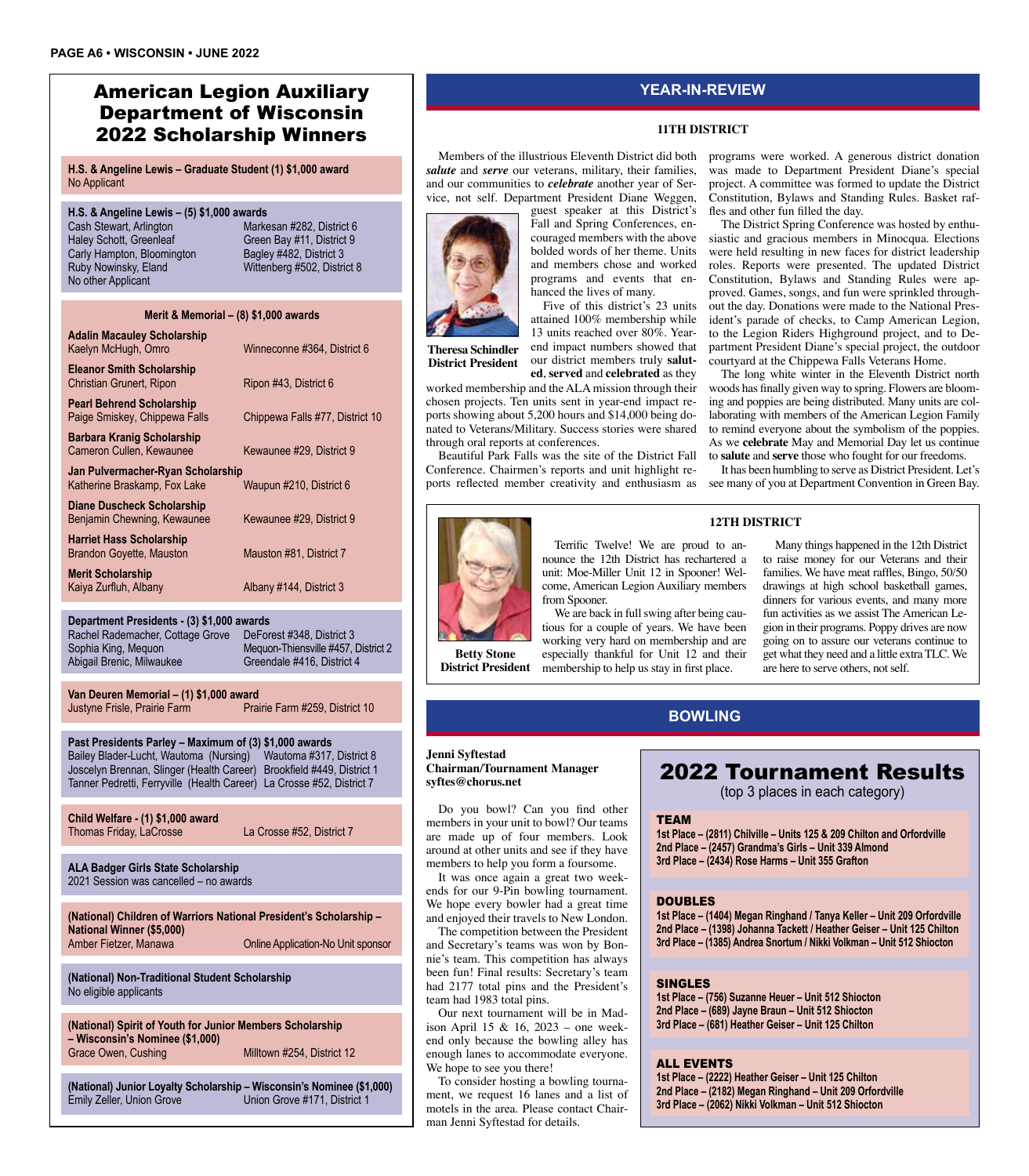# American Legion Auxiliary Department of Wisconsin 2022 Scholarship Winners

**H.S. & Angeline Lewis – Graduate Student (1) $1,000 award**
No Applicant

**H.S. & Angeline Lewis – (5) $1,000 awards**

| | |
|---|---|
| Cash Stewart, Arlington | Markesan #282, District 6 |
| Haley Schott, Greenleaf | Green Bay #11, District 9 |
| Carly Hampton, Bloomington | Bagley #482, District 3 |
| Ruby Nowinsky, Eland | Wittenberg #502, District 8 |

No other Applicant

**Merit & Memorial – (8) $1,000 awards**

**Adalin Macauley Scholarship**
Kaelyn McHugh, Omro — Winneconne #364, District 6

**Eleanor Smith Scholarship**
Christian Grunert, Ripon — Ripon #43, District 6

**Pearl Behrend Scholarship**
Paige Smiskey, Chippewa Falls — Chippewa Falls #77, District 10

**Barbara Kranig Scholarship**
Cameron Cullen, Kewaunee — Kewaunee #29, District 9

**Jan Pulvermacher-Ryan Scholarship**
Katherine Braskamp, Fox Lake — Waupun #210, District 6

**Diane Duscheck Scholarship**
Benjamin Chewning, Kewaunee — Kewaunee #29, District 9

**Harriet Hass Scholarship**
Brandon Goyette, Mauston — Mauston #81, District 7

**Merit Scholarship**
Kaiya Zurfluh, Albany — Albany #144, District 3

**Department Presidents - (3) $1,000 awards**

| | |
|---|---|
| Rachel Rademacher, Cottage Grove | DeForest #348, District 3 |
| Sophia King, Mequon | Mequon-Thiensville #457, District 2 |
| Abigail Brenic, Milwaukee | Greendale #416, District 4 |

**Van Deuren Memorial – (1) $1,000 award**
Justyne Frisle, Prairie Farm — Prairie Farm #259, District 10

**Past Presidents Parley – Maximum of (3) $1,000 awards**

| | |
|---|---|
| Bailey Blader-Lucht, Wautoma (Nursing) | Wautoma #317, District 8 |
| Joscelyn Brennan, Slinger (Health Career) | Brookfield #449, District 1 |
| Tanner Pedretti, Ferryville (Health Career) | La Crosse #52, District 7 |

**Child Welfare - (1) $1,000 award**
Thomas Friday, LaCrosse — La Crosse #52, District 7

**ALA Badger Girls State Scholarship**
2021 Session was cancelled – no awards

**(National) Children of Warriors National President's Scholarship – National Winner ($5,000)**
Amber Fietzer, Manawa — Online Application-No Unit sponsor

**(National) Non-Traditional Student Scholarship**
No eligible applicants

**(National) Spirit of Youth for Junior Members Scholarship – Wisconsin's Nominee ($1,000)**
Grace Owen, Cushing — Milltown #254, District 12

**(National) Junior Loyalty Scholarship – Wisconsin's Nominee ($1,000)**
Emily Zeller, Union Grove — Union Grove #171, District 1

## YEAR-IN-REVIEW

### 11TH DISTRICT

Members of the illustrious Eleventh District did both ***salute*** and ***serve*** our veterans, military, their families, and our communities to ***celebrate*** another year of Service, not self. Department President Diane Weggen, guest speaker at this District's Fall and Spring Conferences, encouraged members with the above bolded words of her theme. Units and members chose and worked programs and events that enhanced the lives of many.

**Theresa Schindler**
**District President**

Five of this district's 23 units attained 100% membership while 13 units reached over 80%. Year-end impact numbers showed that our district members truly **saluted**, **served** and **celebrated** as they worked membership and the ALA mission through their chosen projects. Ten units sent in year-end impact reports showing about 5,200 hours and $14,000 being donated to Veterans/Military. Success stories were shared through oral reports at conferences.

Beautiful Park Falls was the site of the District Fall Conference. Chairmen's reports and unit highlight reports reflected member creativity and enthusiasm as programs were worked. A generous district donation was made to Department President Diane's special project. A committee was formed to update the District Constitution, Bylaws and Standing Rules. Basket raffles and other fun filled the day.

The District Spring Conference was hosted by enthusiastic and gracious members in Minocqua. Elections were held resulting in new faces for district leadership roles. Reports were presented. The updated District Constitution, Bylaws and Standing Rules were approved. Games, songs, and fun were sprinkled throughout the day. Donations were made to the National President's parade of checks, to Camp American Legion, to the Legion Riders Highground project, and to Department President Diane's special project, the outdoor courtyard at the Chippewa Falls Veterans Home.

The long white winter in the Eleventh District north woods has finally given way to spring. Flowers are blooming and poppies are being distributed. Many units are collaborating with members of the American Legion Family to remind everyone about the symbolism of the poppies. As we **celebrate** May and Memorial Day let us continue to **salute** and **serve** those who fought for our freedoms.

It has been humbling to serve as District President. Let's see many of you at Department Convention in Green Bay.

### 12TH DISTRICT

**Betty Stone**
**District President**

Terrific Twelve! We are proud to announce the 12th District has rechartered a unit: Moe-Miller Unit 12 in Spooner! Welcome, American Legion Auxiliary members from Spooner.

We are back in full swing after being cautious for a couple of years. We have been working very hard on membership and are especially thankful for Unit 12 and their membership to help us stay in first place.

Many things happened in the 12th District to raise money for our Veterans and their families. We have meat raffles, Bingo, 50/50 drawings at high school basketball games, dinners for various events, and many more fun activities as we assist The American Legion in their programs. Poppy drives are now going on to assure our veterans continue to get what they need and a little extra TLC. We are here to serve others, not self.

## BOWLING

**Jenni Syftestad**
**Chairman/Tournament Manager**
**syftes@chorus.net**

Do you bowl? Can you find other members in your unit to bowl? Our teams are made up of four members. Look around at other units and see if they have members to help you form a foursome.

It was once again a great two weekends for our 9-Pin bowling tournament. We hope every bowler had a great time and enjoyed their travels to New London.

The competition between the President and Secretary's teams was won by Bonnie's team. This competition has always been fun! Final results: Secretary's team had 2177 total pins and the President's team had 1983 total pins.

Our next tournament will be in Madison April 15 & 16, 2023 – one weekend only because the bowling alley has enough lanes to accommodate everyone. We hope to see you there!

To consider hosting a bowling tournament, we request 16 lanes and a list of motels in the area. Please contact Chairman Jenni Syftestad for details.

## 2022 Tournament Results
(top 3 places in each category)

**TEAM**
1st Place – (2811) Chilville – Units 125 & 209 Chilton and Orfordville
2nd Place – (2457) Grandma's Girls – Unit 339 Almond
3rd Place – (2434) Rose Harms – Unit 355 Grafton

**DOUBLES**
1st Place – (1404) Megan Ringhand / Tanya Keller – Unit 209 Orfordville
2nd Place – (1398) Johanna Tackett / Heather Geiser – Unit 125 Chilton
3rd Place – (1385) Andrea Snortum / Nikki Volkman – Unit 512 Shiocton

**SINGLES**
1st Place – (756) Suzanne Heuer – Unit 512 Shiocton
2nd Place – (689) Jayne Braun – Unit 512 Shiocton
3rd Place – (681) Heather Geiser – Unit 125 Chilton

**ALL EVENTS**
1st Place – (2222) Heather Geiser – Unit 125 Chilton
2nd Place – (2182) Megan Ringhand – Unit 209 Orfordville
3rd Place – (2062) Nikki Volkman – Unit 512 Shiocton